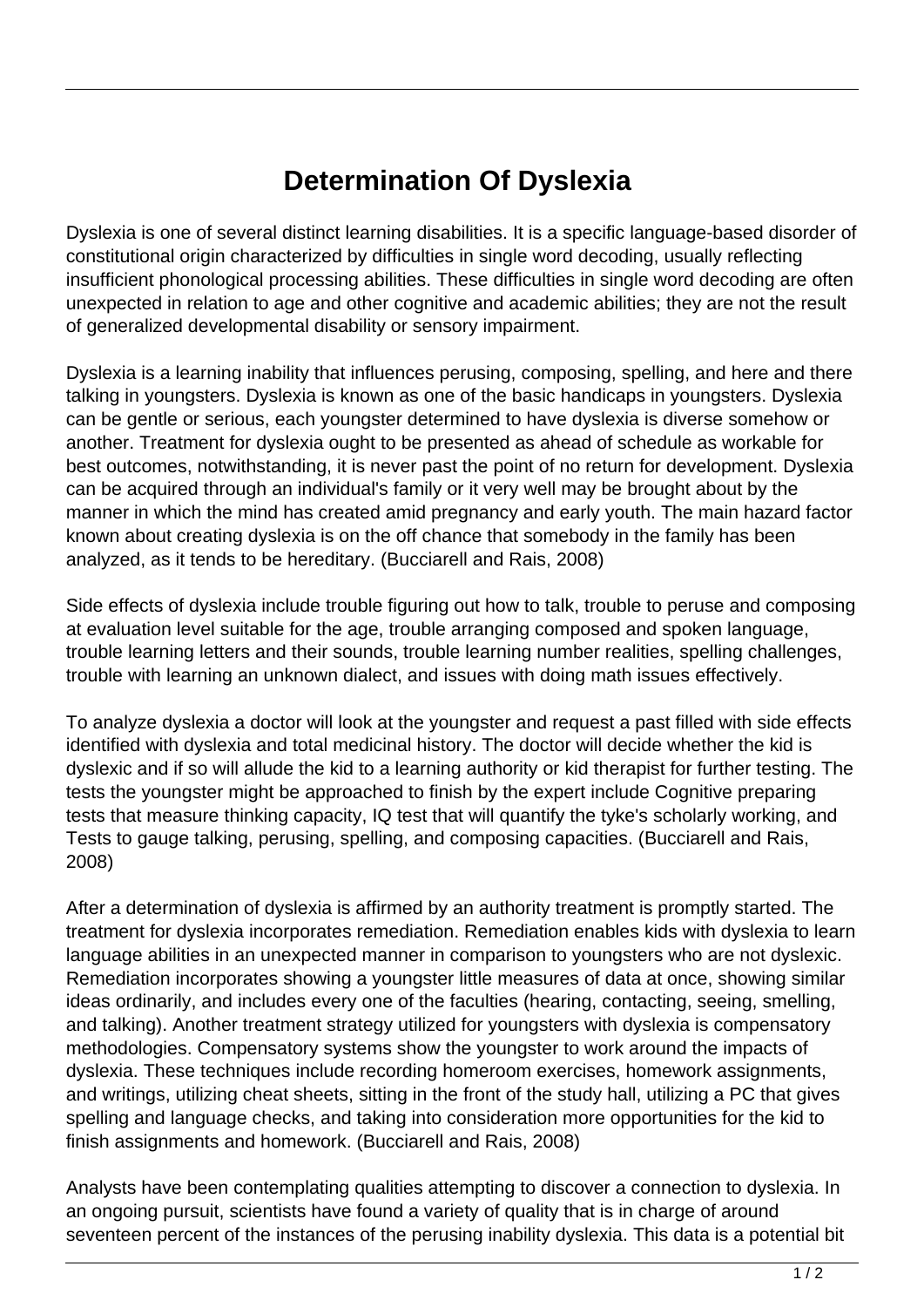# Determination Of Dyslexia

Dyslexia is one of several distinct learning disabilities. It is a specific language-based disorder of constitutional origin characterized by difficulties in single word decoding, usually reflecting insufficient phonological processing abilities. These difficulties in single word decoding are often unexpected in relation to age and other cognitive and academic abilities; they are not the result of generalized developmental disability or sensory impairment.

Dyslexia is a learning inability that influences perusing, composing, spelling, and here and there talking in youngsters. Dyslexia is known as one of the basic handicaps in youngsters. Dyslexia can be gentle or serious, each youngster determined to have dyslexia is diverse somehow or another. Treatment for dyslexia ought to be presented as ahead of schedule as workable for best outcomes, notwithstanding, it is never past the point of no return for development. Dyslexia can be acquired through an individual's family or it very well may be brought about by the manner in which the mind has created amid pregnancy and early youth. The main hazard factor known about creating dyslexia is on the off chance that somebody in the family has been analyzed, as it tends to be hereditary. (Bucciarell and Rais, 2008)

Side effects of dyslexia include trouble figuring out how to talk, trouble to peruse and composing at evaluation level suitable for the age, trouble arranging composed and spoken language, trouble learning letters and their sounds, trouble learning number realities, spelling challenges, trouble with learning an unknown dialect, and issues with doing math issues effectively.

To analyze dyslexia a doctor will look at the youngster and request a past filled with side effects identified with dyslexia and total medicinal history. The doctor will decide whether the kid is dyslexic and if so will allude the kid to a learning authority or kid therapist for further testing. The tests the youngster might be approached to finish by the expert include Cognitive preparing tests that measure thinking capacity, IQ test that will quantify the tyke's scholarly working, and Tests to gauge talking, perusing, spelling, and composing capacities. (Bucciarell and Rais, 2008)

After a determination of dyslexia is affirmed by an authority treatment is promptly started. The treatment for dyslexia incorporates remediation. Remediation enables kids with dyslexia to learn language abilities in an unexpected manner in comparison to youngsters who are not dyslexic. Remediation incorporates showing a youngster little measures of data at once, showing similar ideas ordinarily, and includes every one of the faculties (hearing, contacting, seeing, smelling, and talking). Another treatment strategy utilized for youngsters with dyslexia is compensatory methodologies. Compensatory systems show the youngster to work around the impacts of dyslexia. These techniques include recording homeroom exercises, homework assignments, and writings, utilizing cheat sheets, sitting in the front of the study hall, utilizing a PC that gives spelling and language checks, and taking into consideration more opportunities for the kid to finish assignments and homework. (Bucciarell and Rais, 2008)

Analysts have been contemplating qualities attempting to discover a connection to dyslexia. In an ongoing pursuit, scientists have found a variety of quality that is in charge of around seventeen percent of the instances of the perusing inability dyslexia. This data is a potential bit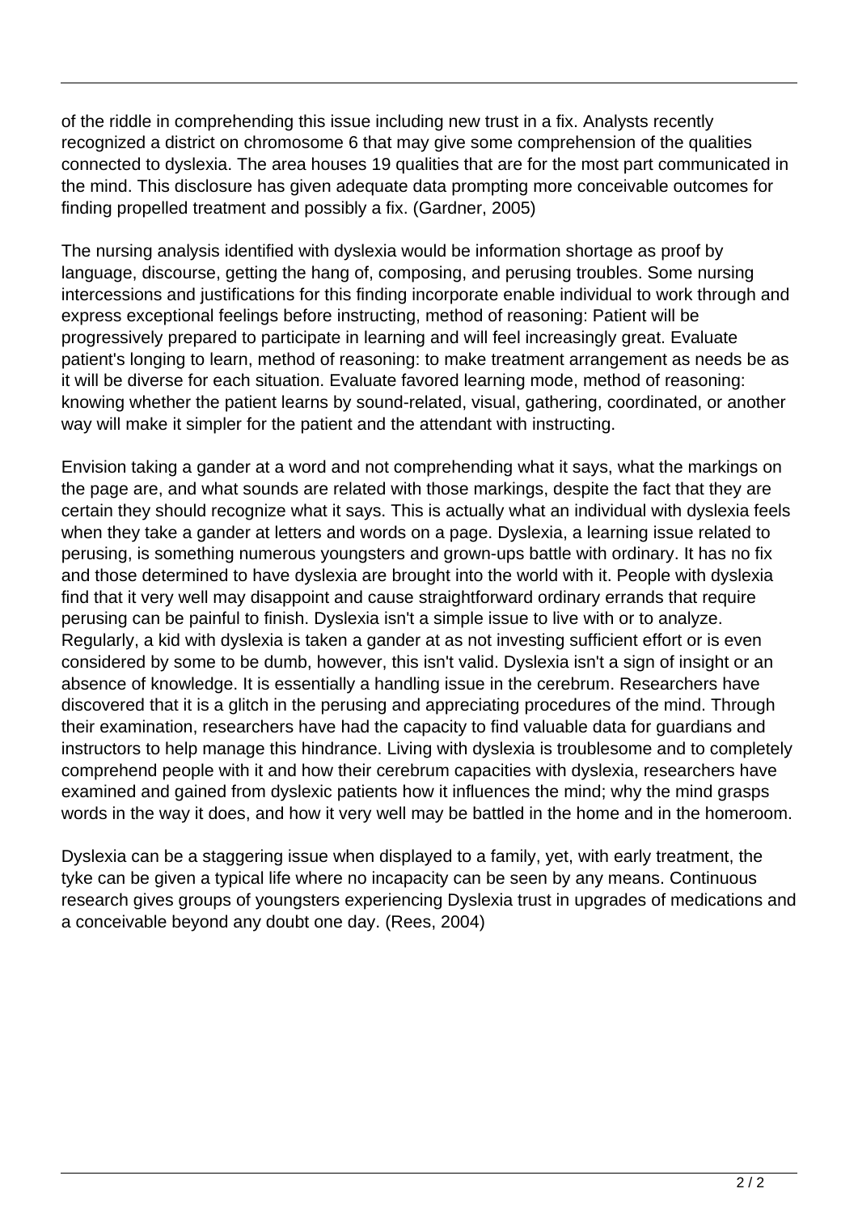of the riddle in comprehending this issue including new trust in a fix. Analysts recently recognized a district on chromosome 6 that may give some comprehension of the qualities connected to dyslexia. The area houses 19 qualities that are for the most part communicated in the mind. This disclosure has given adequate data prompting more conceivable outcomes for finding propelled treatment and possibly a fix. (Gardner, 2005)

The nursing analysis identified with dyslexia would be information shortage as proof by language, discourse, getting the hang of, composing, and perusing troubles. Some nursing intercessions and justifications for this finding incorporate enable individual to work through and express exceptional feelings before instructing, method of reasoning: Patient will be progressively prepared to participate in learning and will feel increasingly great. Evaluate patient's longing to learn, method of reasoning: to make treatment arrangement as needs be as it will be diverse for each situation. Evaluate favored learning mode, method of reasoning: knowing whether the patient learns by sound-related, visual, gathering, coordinated, or another way will make it simpler for the patient and the attendant with instructing.

Envision taking a gander at a word and not comprehending what it says, what the markings on the page are, and what sounds are related with those markings, despite the fact that they are certain they should recognize what it says. This is actually what an individual with dyslexia feels when they take a gander at letters and words on a page. Dyslexia, a learning issue related to perusing, is something numerous youngsters and grown-ups battle with ordinary. It has no fix and those determined to have dyslexia are brought into the world with it. People with dyslexia find that it very well may disappoint and cause straightforward ordinary errands that require perusing can be painful to finish. Dyslexia isn't a simple issue to live with or to analyze. Regularly, a kid with dyslexia is taken a gander at as not investing sufficient effort or is even considered by some to be dumb, however, this isn't valid. Dyslexia isn't a sign of insight or an absence of knowledge. It is essentially a handling issue in the cerebrum. Researchers have discovered that it is a glitch in the perusing and appreciating procedures of the mind. Through their examination, researchers have had the capacity to find valuable data for guardians and instructors to help manage this hindrance. Living with dyslexia is troublesome and to completely comprehend people with it and how their cerebrum capacities with dyslexia, researchers have examined and gained from dyslexic patients how it influences the mind; why the mind grasps words in the way it does, and how it very well may be battled in the home and in the homeroom.

Dyslexia can be a staggering issue when displayed to a family, yet, with early treatment, the tyke can be given a typical life where no incapacity can be seen by any means. Continuous research gives groups of youngsters experiencing Dyslexia trust in upgrades of medications and a conceivable beyond any doubt one day. (Rees, 2004)